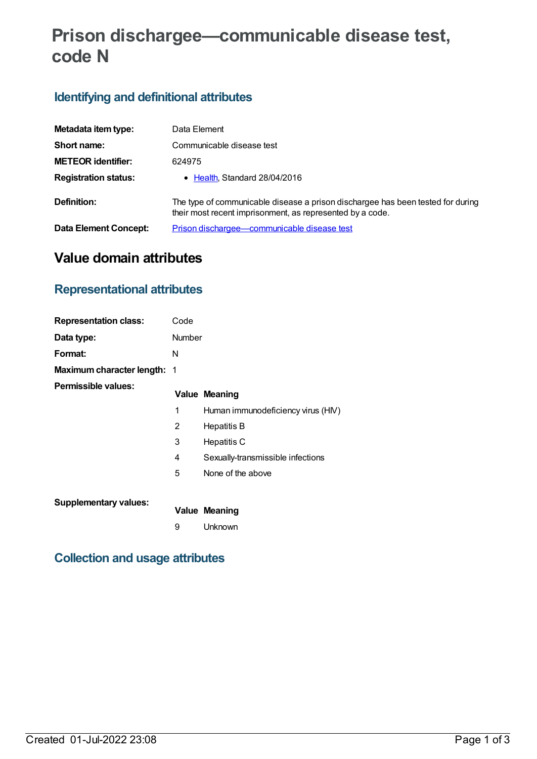# Prison dischargee—communicable disease test, code N

## Identifying and definitional attributes

| | |
|---|---|
| **Metadata item type:** | Data Element |
| **Short name:** | Communicable disease test |
| **METEOR identifier:** | 624975 |
| **Registration status:** | • Health, Standard 28/04/2016 |
| **Definition:** | The type of communicable disease a prison dischargee has been tested for during their most recent imprisonment, as represented by a code. |
| **Data Element Concept:** | Prison dischargee—communicable disease test |

# Value domain attributes

## Representational attributes

| | |
|---|---|
| **Representation class:** | Code |
| **Data type:** | Number |
| **Format:** | N |
| **Maximum character length:** | 1 |

**Permissible values:**

| Value | Meaning |
|---|---|
| 1 | Human immunodeficiency virus (HIV) |
| 2 | Hepatitis B |
| 3 | Hepatitis C |
| 4 | Sexually-transmissible infections |
| 5 | None of the above |

**Supplementary values:**

| Value | Meaning |
|---|---|
| 9 | Unknown |

## Collection and usage attributes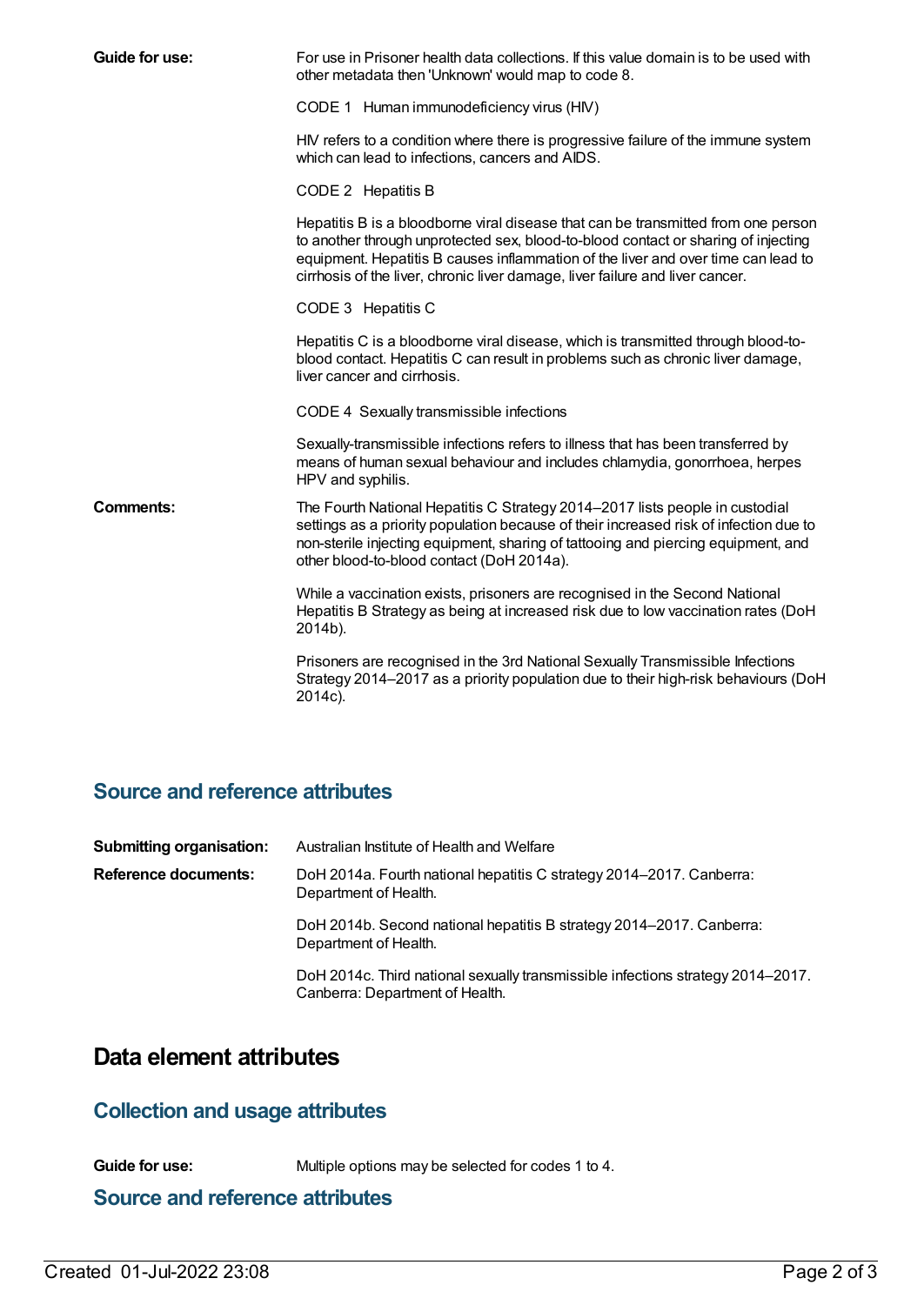**Guide for use:** For use in Prisoner health data collections. If this value domain is to be used with other metadata then 'Unknown' would map to code 8.

CODE 1 Human immunodeficiency virus (HIV)

HIV refers to a condition where there is progressive failure of the immune system which can lead to infections, cancers and AIDS.

CODE 2 Hepatitis B

Hepatitis B is a bloodborne viral disease that can be transmitted from one person to another through unprotected sex, blood-to-blood contact or sharing of injecting equipment. Hepatitis B causes inflammation of the liver and over time can lead to cirrhosis of the liver, chronic liver damage, liver failure and liver cancer.

CODE 3 Hepatitis C

Hepatitis C is a bloodborne viral disease, which is transmitted through blood-to-blood contact. Hepatitis C can result in problems such as chronic liver damage, liver cancer and cirrhosis.

CODE 4 Sexually transmissible infections

Sexually-transmissible infections refers to illness that has been transferred by means of human sexual behaviour and includes chlamydia, gonorrhoea, herpes HPV and syphilis.

**Comments:** The Fourth National Hepatitis C Strategy 2014–2017 lists people in custodial settings as a priority population because of their increased risk of infection due to non-sterile injecting equipment, sharing of tattooing and piercing equipment, and other blood-to-blood contact (DoH 2014a).

While a vaccination exists, prisoners are recognised in the Second National Hepatitis B Strategy as being at increased risk due to low vaccination rates (DoH 2014b).

Prisoners are recognised in the 3rd National Sexually Transmissible Infections Strategy 2014–2017 as a priority population due to their high-risk behaviours (DoH 2014c).

## Source and reference attributes

**Submitting organisation:** Australian Institute of Health and Welfare

**Reference documents:** DoH 2014a. Fourth national hepatitis C strategy 2014–2017. Canberra: Department of Health.

DoH 2014b. Second national hepatitis B strategy 2014–2017. Canberra: Department of Health.

DoH 2014c. Third national sexually transmissible infections strategy 2014–2017. Canberra: Department of Health.

# Data element attributes

## Collection and usage attributes

**Guide for use:** Multiple options may be selected for codes 1 to 4.

## Source and reference attributes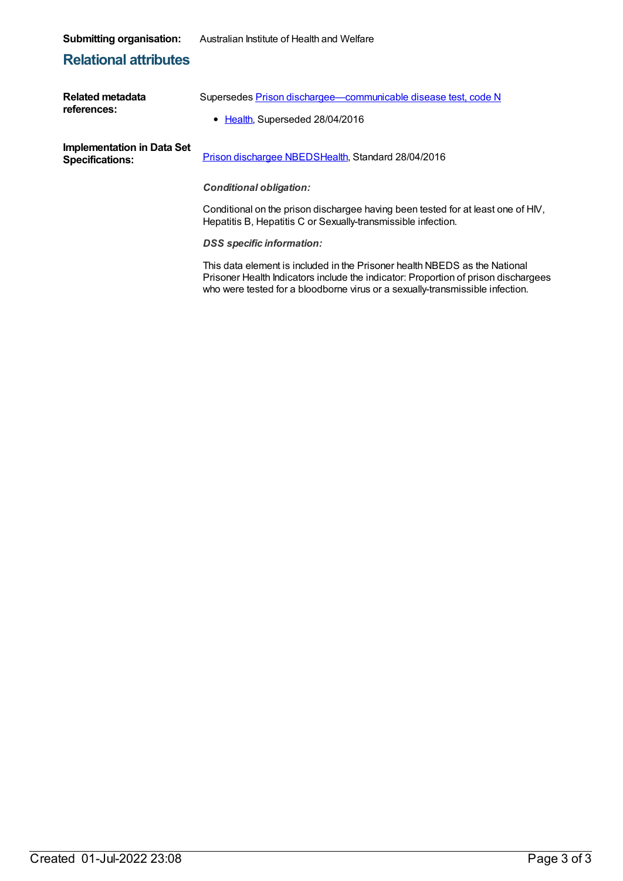**Submitting organisation:** Australian Institute of Health and Welfare

## Relational attributes

**Related metadata references:**

Supersedes Prison dischargee—communicable disease test, code N

- Health, Superseded 28/04/2016

**Implementation in Data Set Specifications:**

Prison dischargee NBEDSHealth, Standard 28/04/2016

***Conditional obligation:***

Conditional on the prison dischargee having been tested for at least one of HIV, Hepatitis B, Hepatitis C or Sexually-transmissible infection.

***DSS specific information:***

This data element is included in the Prisoner health NBEDS as the National Prisoner Health Indicators include the indicator: Proportion of prison dischargees who were tested for a bloodborne virus or a sexually-transmissible infection.